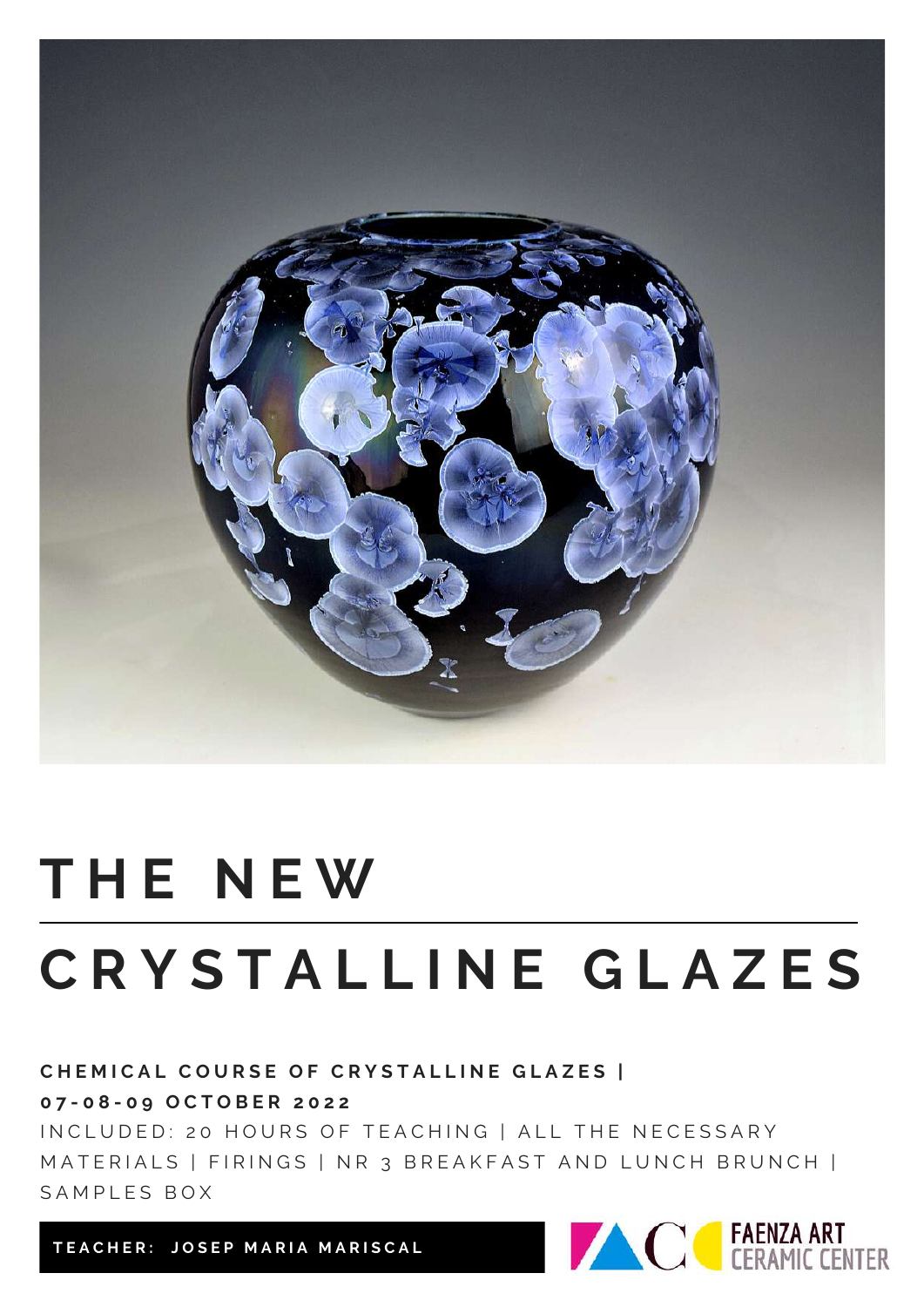# THE NEW

# CRYSTALLINE GLAZES

**CHEMICAL COURSE OF CRYSTALLINE GLAZES |**
**07-08-09 OCTOBER 2022**

INCLUDED: 20 HOURS OF TEACHING | ALL THE NECESSARY MATERIALS | FIRINGS | NR 3 BREAKFAST AND LUNCH BRUNCH | SAMPLES BOX

**TEACHER: JOSEP MARIA MARISCAL**

FAENZA ART CERAMIC CENTER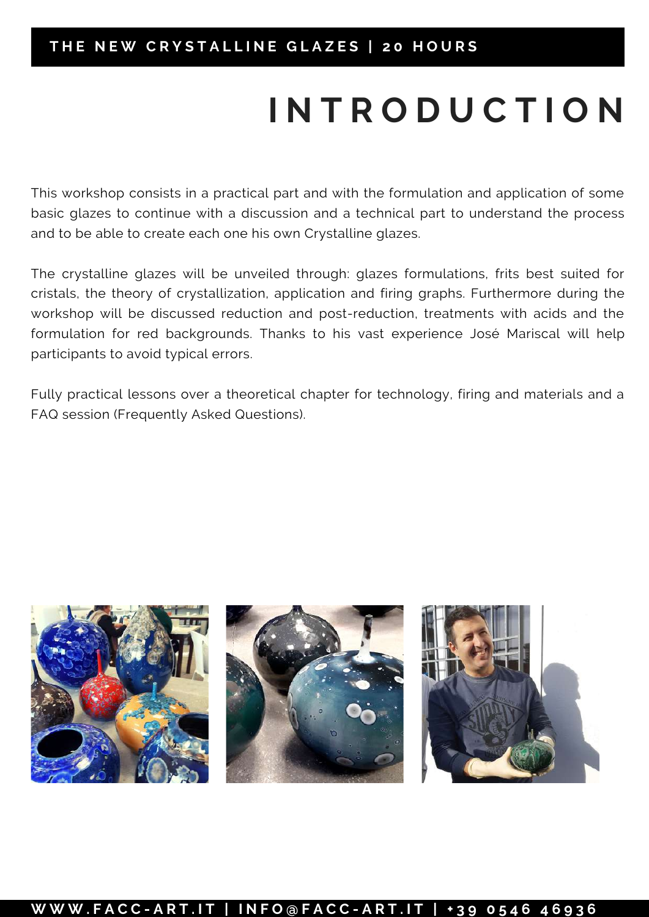THE NEW CRYSTALLINE GLAZES | 20 HOURS

# INTRODUCTION

This workshop consists in a practical part and with the formulation and application of some basic glazes to continue with a discussion and a technical part to understand the process and to be able to create each one his own Crystalline glazes.

The crystalline glazes will be unveiled through: glazes formulations, frits best suited for cristals, the theory of crystallization, application and firing graphs. Furthermore during the workshop will be discussed reduction and post-reduction, treatments with acids and the formulation for red backgrounds. Thanks to his vast experience José Mariscal will help participants to avoid typical errors.

Fully practical lessons over a theoretical chapter for technology, firing and materials and a FAQ session (Frequently Asked Questions).

WWW.FACC-ART.IT | INFO@FACC-ART.IT | +39 0546 46936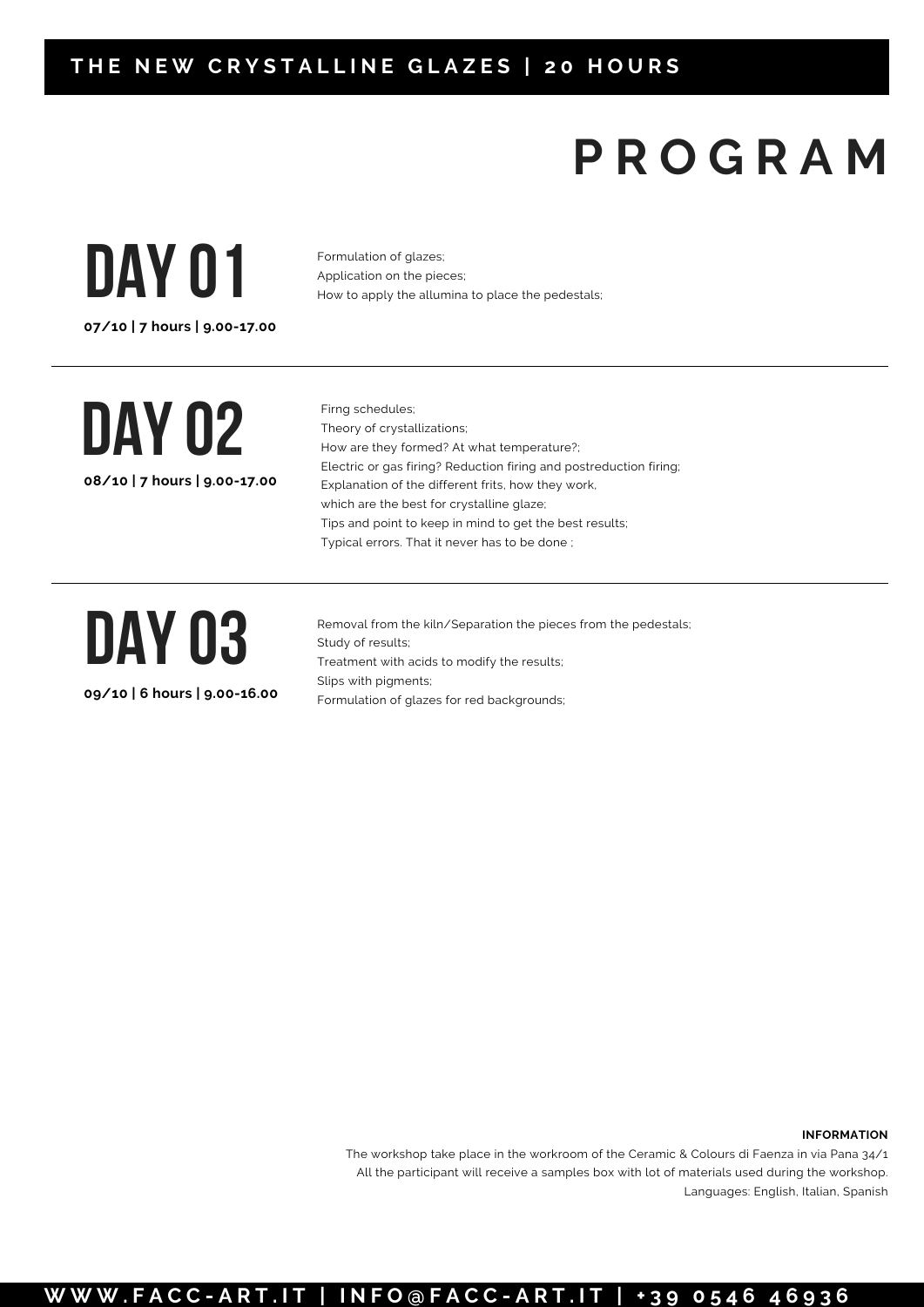**THE NEW CRYSTALLINE GLAZES | 20 HOURS**

# PROGRAM

## DAY 01

**07/10 | 7 hours | 9.00-17.00**

Formulation of glazes;
Application on the pieces;
How to apply the allumina to place the pedestals;

---

## DAY 02

**08/10 | 7 hours | 9.00-17.00**

Firng schedules;
Theory of crystallizations;
How are they formed? At what temperature?;
Electric or gas firing? Reduction firing and postreduction firing;
Explanation of the different frits, how they work,
which are the best for crystalline glaze;
Tips and point to keep in mind to get the best results;
Typical errors. That it never has to be done ;

---

## DAY 03

**09/10 | 6 hours | 9.00-16.00**

Removal from the kiln/Separation the pieces from the pedestals;
Study of results;
Treatment with acids to modify the results;
Slips with pigments;
Formulation of glazes for red backgrounds;

**INFORMATION**

The workshop take place in the workroom of the Ceramic & Colours di Faenza in via Pana 34/1
All the participant will receive a samples box with lot of materials used during the workshop.
Languages: English, Italian, Spanish

**WWW.FACC-ART.IT | INFO@FACC-ART.IT | +39 0546 46936**